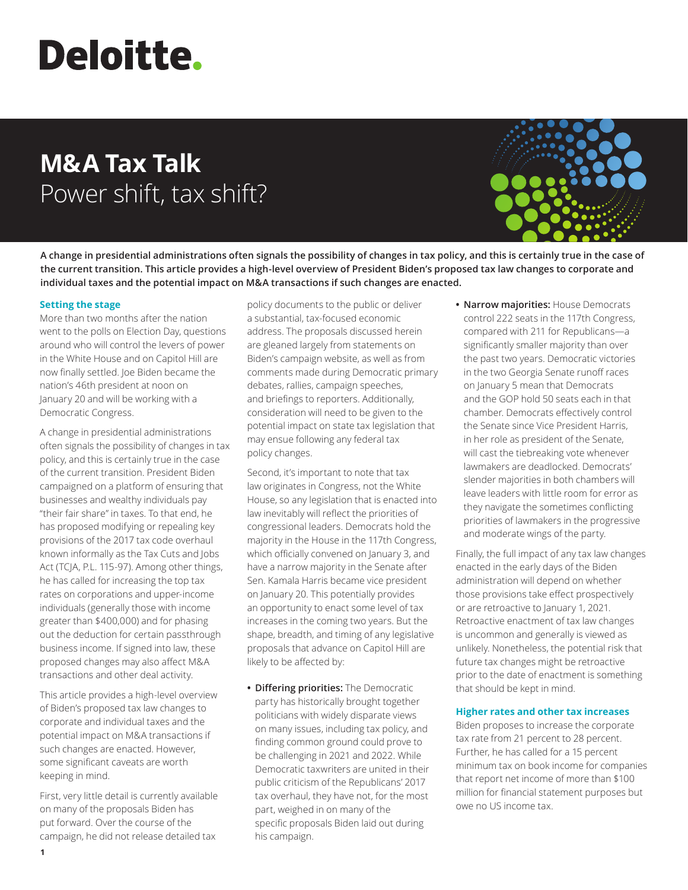# Deloitte.

# M&A Tax Talk

## Power shift, tax shift?

**A change in presidential administrations often signals the possibility of changes in tax policy, and this is certainly true in the case of the current transition. This article provides a high-level overview of President Biden's proposed tax law changes to corporate and individual taxes and the potential impact on M&A transactions if such changes are enacted.**

### Setting the stage

More than two months after the nation went to the polls on Election Day, questions around who will control the levers of power in the White House and on Capitol Hill are now finally settled. Joe Biden became the nation's 46th president at noon on January 20 and will be working with a Democratic Congress.

A change in presidential administrations often signals the possibility of changes in tax policy, and this is certainly true in the case of the current transition. President Biden campaigned on a platform of ensuring that businesses and wealthy individuals pay "their fair share" in taxes. To that end, he has proposed modifying or repealing key provisions of the 2017 tax code overhaul known informally as the Tax Cuts and Jobs Act (TCJA, P.L. 115-97). Among other things, he has called for increasing the top tax rates on corporations and upper-income individuals (generally those with income greater than $400,000) and for phasing out the deduction for certain passthrough business income. If signed into law, these proposed changes may also affect M&A transactions and other deal activity.

This article provides a high-level overview of Biden's proposed tax law changes to corporate and individual taxes and the potential impact on M&A transactions if such changes are enacted. However, some significant caveats are worth keeping in mind.

First, very little detail is currently available on many of the proposals Biden has put forward. Over the course of the campaign, he did not release detailed tax policy documents to the public or deliver a substantial, tax-focused economic address. The proposals discussed herein are gleaned largely from statements on Biden's campaign website, as well as from comments made during Democratic primary debates, rallies, campaign speeches, and briefings to reporters. Additionally, consideration will need to be given to the potential impact on state tax legislation that may ensue following any federal tax policy changes.

Second, it's important to note that tax law originates in Congress, not the White House, so any legislation that is enacted into law inevitably will reflect the priorities of congressional leaders. Democrats hold the majority in the House in the 117th Congress, which officially convened on January 3, and have a narrow majority in the Senate after Sen. Kamala Harris became vice president on January 20. This potentially provides an opportunity to enact some level of tax increases in the coming two years. But the shape, breadth, and timing of any legislative proposals that advance on Capitol Hill are likely to be affected by:

- **Differing priorities:** The Democratic party has historically brought together politicians with widely disparate views on many issues, including tax policy, and finding common ground could prove to be challenging in 2021 and 2022. While Democratic taxwriters are united in their public criticism of the Republicans' 2017 tax overhaul, they have not, for the most part, weighed in on many of the specific proposals Biden laid out during his campaign.
- **Narrow majorities:** House Democrats control 222 seats in the 117th Congress, compared with 211 for Republicans—a significantly smaller majority than over the past two years. Democratic victories in the two Georgia Senate runoff races on January 5 mean that Democrats and the GOP hold 50 seats each in that chamber. Democrats effectively control the Senate since Vice President Harris, in her role as president of the Senate, will cast the tiebreaking vote whenever lawmakers are deadlocked. Democrats' slender majorities in both chambers will leave leaders with little room for error as they navigate the sometimes conflicting priorities of lawmakers in the progressive and moderate wings of the party.

Finally, the full impact of any tax law changes enacted in the early days of the Biden administration will depend on whether those provisions take effect prospectively or are retroactive to January 1, 2021. Retroactive enactment of tax law changes is uncommon and generally is viewed as unlikely. Nonetheless, the potential risk that future tax changes might be retroactive prior to the date of enactment is something that should be kept in mind.

### Higher rates and other tax increases

Biden proposes to increase the corporate tax rate from 21 percent to 28 percent. Further, he has called for a 15 percent minimum tax on book income for companies that report net income of more than $100 million for financial statement purposes but owe no US income tax.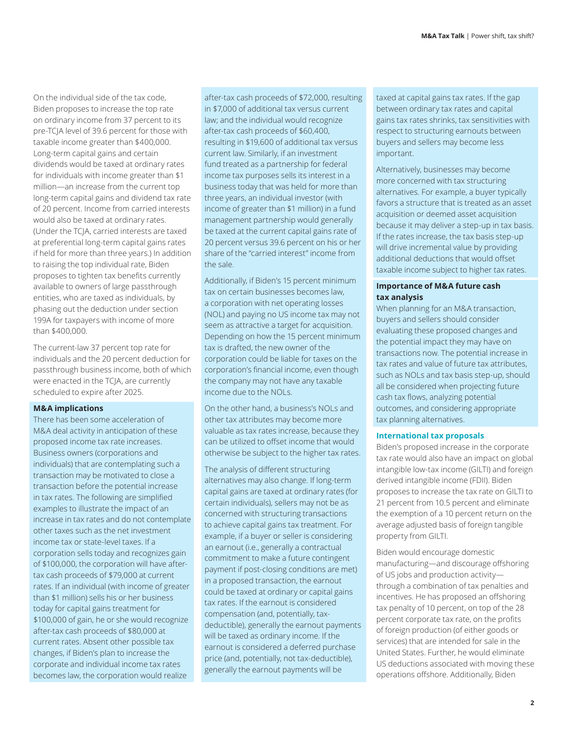On the individual side of the tax code, Biden proposes to increase the top rate on ordinary income from 37 percent to its pre-TCJA level of 39.6 percent for those with taxable income greater than $400,000. Long-term capital gains and certain dividends would be taxed at ordinary rates for individuals with income greater than $1 million—an increase from the current top long-term capital gains and dividend tax rate of 20 percent. Income from carried interests would also be taxed at ordinary rates. (Under the TCJA, carried interests are taxed at preferential long-term capital gains rates if held for more than three years.) In addition to raising the top individual rate, Biden proposes to tighten tax benefits currently available to owners of large passthrough entities, who are taxed as individuals, by phasing out the deduction under section 199A for taxpayers with income of more than $400,000.

The current-law 37 percent top rate for individuals and the 20 percent deduction for passthrough business income, both of which were enacted in the TCJA, are currently scheduled to expire after 2025.

**M&A implications**

There has been some acceleration of M&A deal activity in anticipation of these proposed income tax rate increases. Business owners (corporations and individuals) that are contemplating such a transaction may be motivated to close a transaction before the potential increase in tax rates. The following are simplified examples to illustrate the impact of an increase in tax rates and do not contemplate other taxes such as the net investment income tax or state-level taxes. If a corporation sells today and recognizes gain of $100,000, the corporation will have after-tax cash proceeds of $79,000 at current rates. If an individual (with income of greater than $1 million) sells his or her business today for capital gains treatment for $100,000 of gain, he or she would recognize after-tax cash proceeds of $80,000 at current rates. Absent other possible tax changes, if Biden's plan to increase the corporate and individual income tax rates becomes law, the corporation would realize after-tax cash proceeds of $72,000, resulting in $7,000 of additional tax versus current law; and the individual would recognize after-tax cash proceeds of $60,400, resulting in $19,600 of additional tax versus current law. Similarly, if an investment fund treated as a partnership for federal income tax purposes sells its interest in a business today that was held for more than three years, an individual investor (with income of greater than $1 million) in a fund management partnership would generally be taxed at the current capital gains rate of 20 percent versus 39.6 percent on his or her share of the "carried interest" income from the sale.

Additionally, if Biden's 15 percent minimum tax on certain businesses becomes law, a corporation with net operating losses (NOL) and paying no US income tax may not seem as attractive a target for acquisition. Depending on how the 15 percent minimum tax is drafted, the new owner of the corporation could be liable for taxes on the corporation's financial income, even though the company may not have any taxable income due to the NOLs.

On the other hand, a business's NOLs and other tax attributes may become more valuable as tax rates increase, because they can be utilized to offset income that would otherwise be subject to the higher tax rates.

The analysis of different structuring alternatives may also change. If long-term capital gains are taxed at ordinary rates (for certain individuals), sellers may not be as concerned with structuring transactions to achieve capital gains tax treatment. For example, if a buyer or seller is considering an earnout (i.e., generally a contractual commitment to make a future contingent payment if post-closing conditions are met) in a proposed transaction, the earnout could be taxed at ordinary or capital gains tax rates. If the earnout is considered compensation (and, potentially, tax-deductible), generally the earnout payments will be taxed as ordinary income. If the earnout is considered a deferred purchase price (and, potentially, not tax-deductible), generally the earnout payments will be taxed at capital gains tax rates. If the gap between ordinary tax rates and capital gains tax rates shrinks, tax sensitivities with respect to structuring earnouts between buyers and sellers may become less important.

Alternatively, businesses may become more concerned with tax structuring alternatives. For example, a buyer typically favors a structure that is treated as an asset acquisition or deemed asset acquisition because it may deliver a step-up in tax basis. If the rates increase, the tax basis step-up will drive incremental value by providing additional deductions that would offset taxable income subject to higher tax rates.

**Importance of M&A future cash tax analysis**

When planning for an M&A transaction, buyers and sellers should consider evaluating these proposed changes and the potential impact they may have on transactions now. The potential increase in tax rates and value of future tax attributes, such as NOLs and tax basis step-up, should all be considered when projecting future cash tax flows, analyzing potential outcomes, and considering appropriate tax planning alternatives.

## International tax proposals

Biden's proposed increase in the corporate tax rate would also have an impact on global intangible low-tax income (GILTI) and foreign derived intangible income (FDII). Biden proposes to increase the tax rate on GILTI to 21 percent from 10.5 percent and eliminate the exemption of a 10 percent return on the average adjusted basis of foreign tangible property from GILTI.

Biden would encourage domestic manufacturing—and discourage offshoring of US jobs and production activity—through a combination of tax penalties and incentives. He has proposed an offshoring tax penalty of 10 percent, on top of the 28 percent corporate tax rate, on the profits of foreign production (of either goods or services) that are intended for sale in the United States. Further, he would eliminate US deductions associated with moving these operations offshore. Additionally, Biden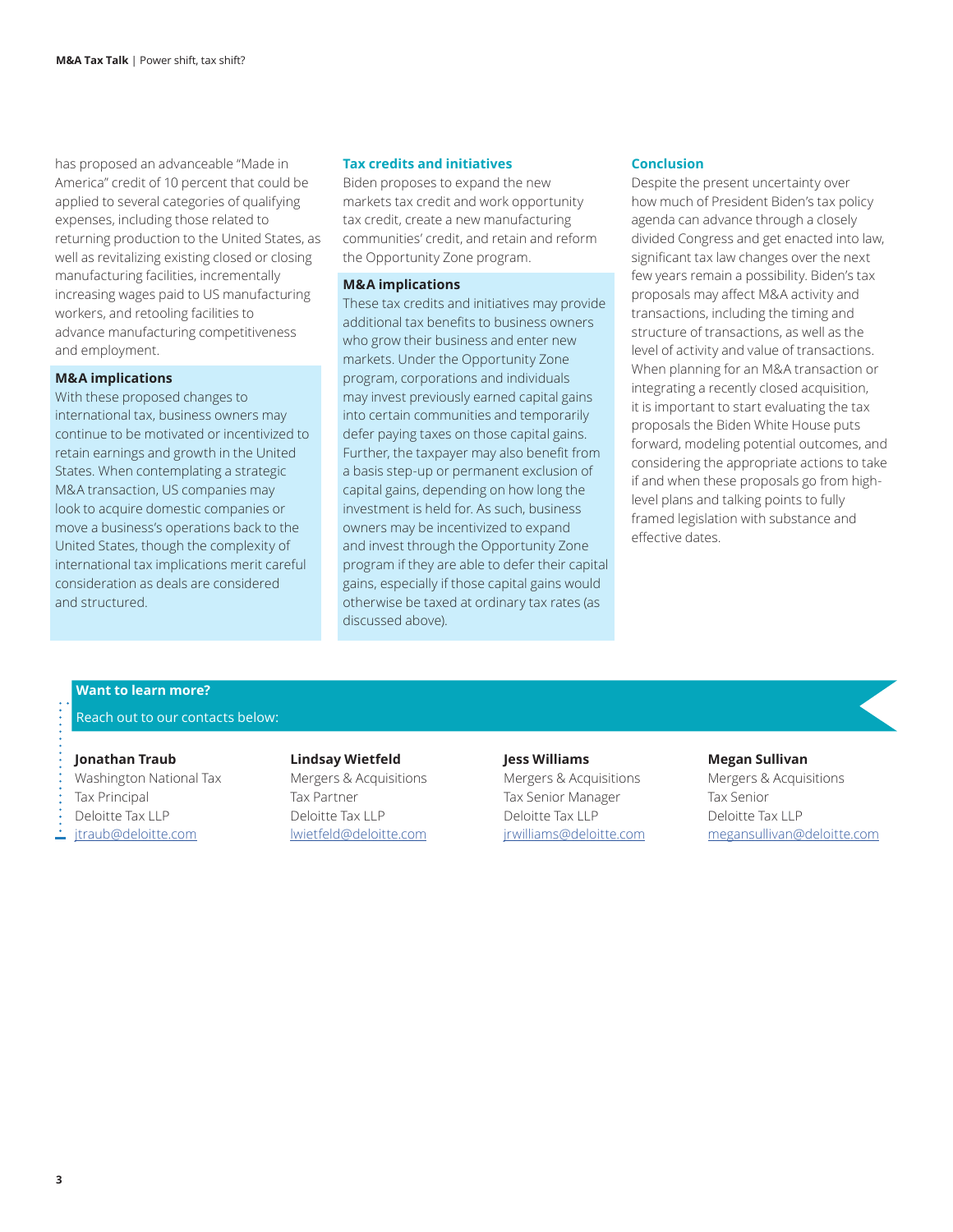has proposed an advanceable "Made in America" credit of 10 percent that could be applied to several categories of qualifying expenses, including those related to returning production to the United States, as well as revitalizing existing closed or closing manufacturing facilities, incrementally increasing wages paid to US manufacturing workers, and retooling facilities to advance manufacturing competitiveness and employment.

**M&A implications**

With these proposed changes to international tax, business owners may continue to be motivated or incentivized to retain earnings and growth in the United States. When contemplating a strategic M&A transaction, US companies may look to acquire domestic companies or move a business's operations back to the United States, though the complexity of international tax implications merit careful consideration as deals are considered and structured.

## Tax credits and initiatives

Biden proposes to expand the new markets tax credit and work opportunity tax credit, create a new manufacturing communities' credit, and retain and reform the Opportunity Zone program.

**M&A implications**

These tax credits and initiatives may provide additional tax benefits to business owners who grow their business and enter new markets. Under the Opportunity Zone program, corporations and individuals may invest previously earned capital gains into certain communities and temporarily defer paying taxes on those capital gains. Further, the taxpayer may also benefit from a basis step-up or permanent exclusion of capital gains, depending on how long the investment is held for. As such, business owners may be incentivized to expand and invest through the Opportunity Zone program if they are able to defer their capital gains, especially if those capital gains would otherwise be taxed at ordinary tax rates (as discussed above).

## Conclusion

Despite the present uncertainty over how much of President Biden's tax policy agenda can advance through a closely divided Congress and get enacted into law, significant tax law changes over the next few years remain a possibility. Biden's tax proposals may affect M&A activity and transactions, including the timing and structure of transactions, as well as the level of activity and value of transactions. When planning for an M&A transaction or integrating a recently closed acquisition, it is important to start evaluating the tax proposals the Biden White House puts forward, modeling potential outcomes, and considering the appropriate actions to take if and when these proposals go from high-level plans and talking points to fully framed legislation with substance and effective dates.

**Want to learn more?**

Reach out to our contacts below:

**Jonathan Traub**
Washington National Tax
Tax Principal
Deloitte Tax LLP
jtraub@deloitte.com

**Lindsay Wietfeld**
Mergers & Acquisitions
Tax Partner
Deloitte Tax LLP
lwietfeld@deloitte.com

**Jess Williams**
Mergers & Acquisitions
Tax Senior Manager
Deloitte Tax LLP
jrwilliams@deloitte.com

**Megan Sullivan**
Mergers & Acquisitions
Tax Senior
Deloitte Tax LLP
megansullivan@deloitte.com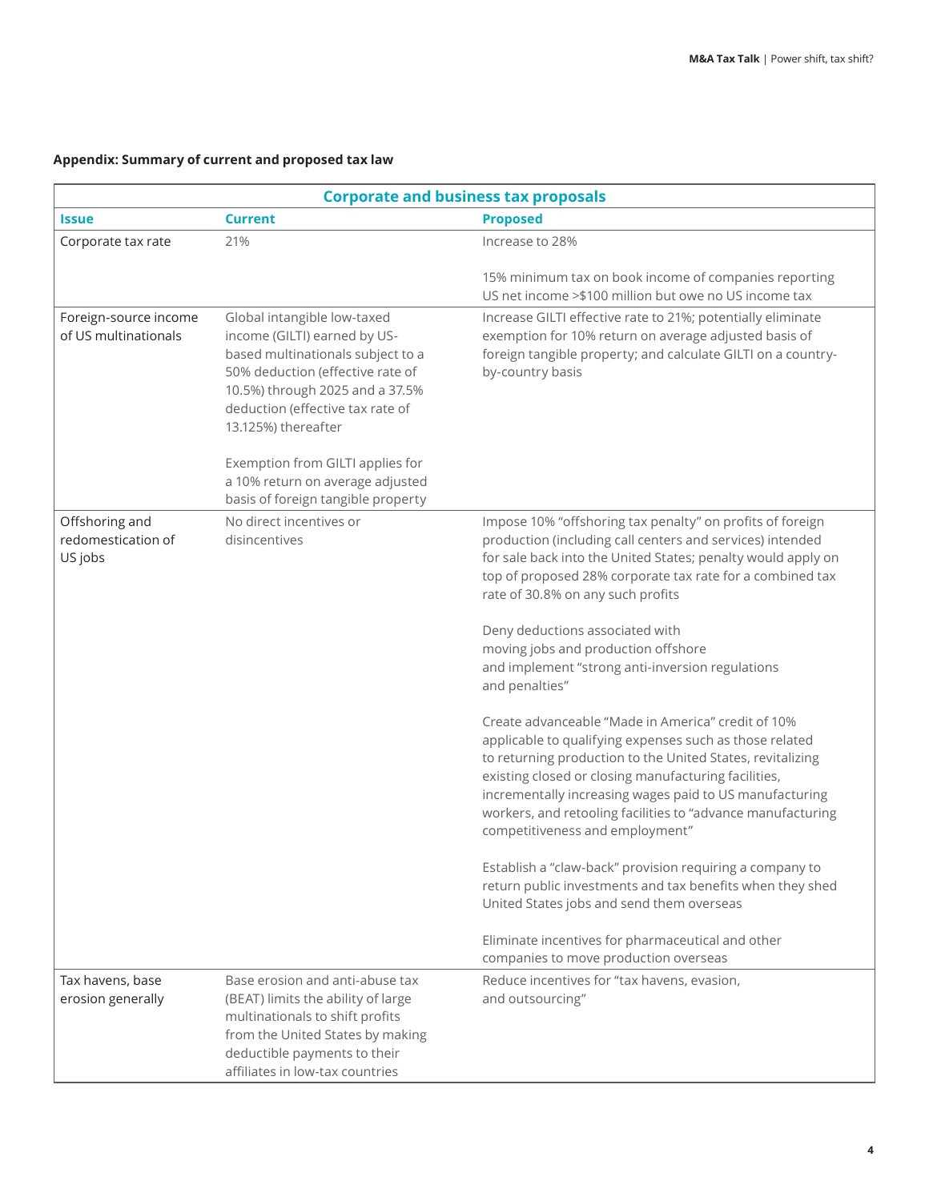**Appendix: Summary of current and proposed tax law**

| Corporate and business tax proposals | | |
|---|---|---|
| **Issue** | **Current** | **Proposed** |
| Corporate tax rate | 21% | Increase to 28%<br><br>15% minimum tax on book income of companies reporting US net income >$100 million but owe no US income tax |
| Foreign-source income of US multinationals | Global intangible low-taxed income (GILTI) earned by US-based multinationals subject to a 50% deduction (effective rate of 10.5%) through 2025 and a 37.5% deduction (effective tax rate of 13.125%) thereafter<br><br>Exemption from GILTI applies for a 10% return on average adjusted basis of foreign tangible property | Increase GILTI effective rate to 21%; potentially eliminate exemption for 10% return on average adjusted basis of foreign tangible property; and calculate GILTI on a country-by-country basis |
| Offshoring and redomestication of US jobs | No direct incentives or disincentives | Impose 10% "offshoring tax penalty" on profits of foreign production (including call centers and services) intended for sale back into the United States; penalty would apply on top of proposed 28% corporate tax rate for a combined tax rate of 30.8% on any such profits<br><br>Deny deductions associated with moving jobs and production offshore and implement "strong anti-inversion regulations and penalties"<br><br>Create advanceable "Made in America" credit of 10% applicable to qualifying expenses such as those related to returning production to the United States, revitalizing existing closed or closing manufacturing facilities, incrementally increasing wages paid to US manufacturing workers, and retooling facilities to "advance manufacturing competitiveness and employment"<br><br>Establish a "claw-back" provision requiring a company to return public investments and tax benefits when they shed United States jobs and send them overseas<br><br>Eliminate incentives for pharmaceutical and other companies to move production overseas |
| Tax havens, base erosion generally | Base erosion and anti-abuse tax (BEAT) limits the ability of large multinationals to shift profits from the United States by making deductible payments to their affiliates in low-tax countries | Reduce incentives for "tax havens, evasion, and outsourcing" |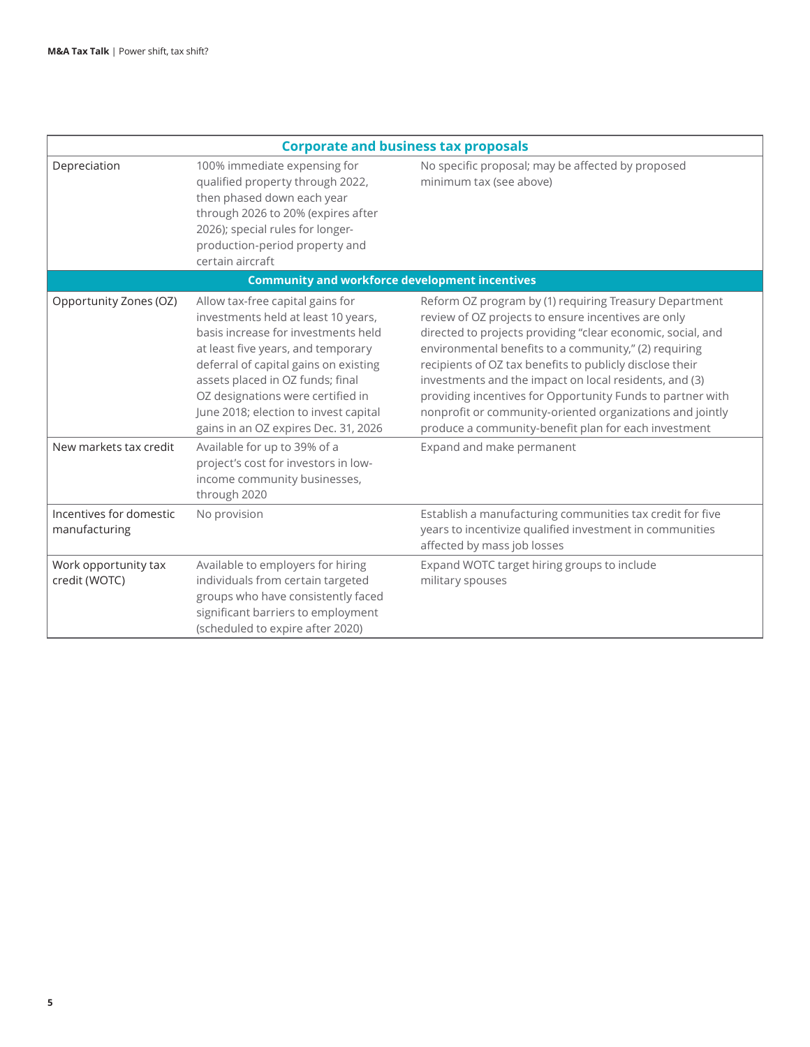| Corporate and business tax proposals | | |
|---|---|---|
| Depreciation | 100% immediate expensing for qualified property through 2022, then phased down each year through 2026 to 20% (expires after 2026); special rules for longer-production-period property and certain aircraft | No specific proposal; may be affected by proposed minimum tax (see above) |
| **Community and workforce development incentives** | | |
| Opportunity Zones (OZ) | Allow tax-free capital gains for investments held at least 10 years, basis increase for investments held at least five years, and temporary deferral of capital gains on existing assets placed in OZ funds; final OZ designations were certified in June 2018; election to invest capital gains in an OZ expires Dec. 31, 2026 | Reform OZ program by (1) requiring Treasury Department review of OZ projects to ensure incentives are only directed to projects providing "clear economic, social, and environmental benefits to a community," (2) requiring recipients of OZ tax benefits to publicly disclose their investments and the impact on local residents, and (3) providing incentives for Opportunity Funds to partner with nonprofit or community-oriented organizations and jointly produce a community-benefit plan for each investment |
| New markets tax credit | Available for up to 39% of a project's cost for investors in low-income community businesses, through 2020 | Expand and make permanent |
| Incentives for domestic manufacturing | No provision | Establish a manufacturing communities tax credit for five years to incentivize qualified investment in communities affected by mass job losses |
| Work opportunity tax credit (WOTC) | Available to employers for hiring individuals from certain targeted groups who have consistently faced significant barriers to employment (scheduled to expire after 2020) | Expand WOTC target hiring groups to include military spouses |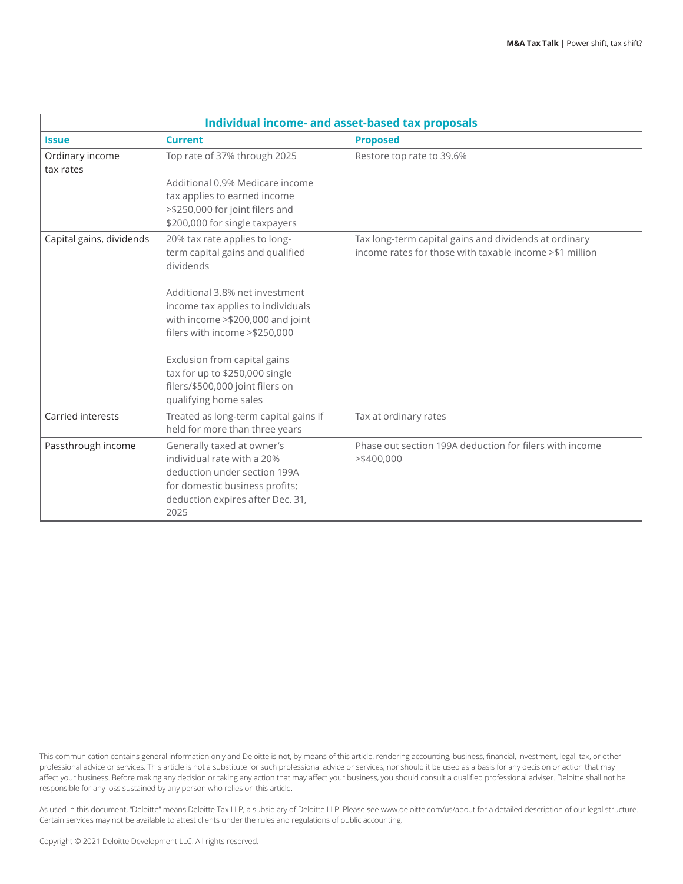| Individual income- and asset-based tax proposals | | |
|---|---|---|
| **Issue** | **Current** | **Proposed** |
| Ordinary income tax rates | Top rate of 37% through 2025<br><br>Additional 0.9% Medicare income tax applies to earned income >$250,000 for joint filers and $200,000 for single taxpayers | Restore top rate to 39.6% |
| Capital gains, dividends | 20% tax rate applies to long-term capital gains and qualified dividends<br><br>Additional 3.8% net investment income tax applies to individuals with income >$200,000 and joint filers with income >$250,000<br><br>Exclusion from capital gains tax for up to $250,000 single filers/$500,000 joint filers on qualifying home sales | Tax long-term capital gains and dividends at ordinary income rates for those with taxable income >$1 million |
| Carried interests | Treated as long-term capital gains if held for more than three years | Tax at ordinary rates |
| Passthrough income | Generally taxed at owner's individual rate with a 20% deduction under section 199A for domestic business profits; deduction expires after Dec. 31, 2025 | Phase out section 199A deduction for filers with income >$400,000 |

This communication contains general information only and Deloitte is not, by means of this article, rendering accounting, business, financial, investment, legal, tax, or other professional advice or services. This article is not a substitute for such professional advice or services, nor should it be used as a basis for any decision or action that may affect your business. Before making any decision or taking any action that may affect your business, you should consult a qualified professional adviser. Deloitte shall not be responsible for any loss sustained by any person who relies on this article.

As used in this document, "Deloitte" means Deloitte Tax LLP, a subsidiary of Deloitte LLP. Please see www.deloitte.com/us/about for a detailed description of our legal structure. Certain services may not be available to attest clients under the rules and regulations of public accounting.

Copyright © 2021 Deloitte Development LLC. All rights reserved.